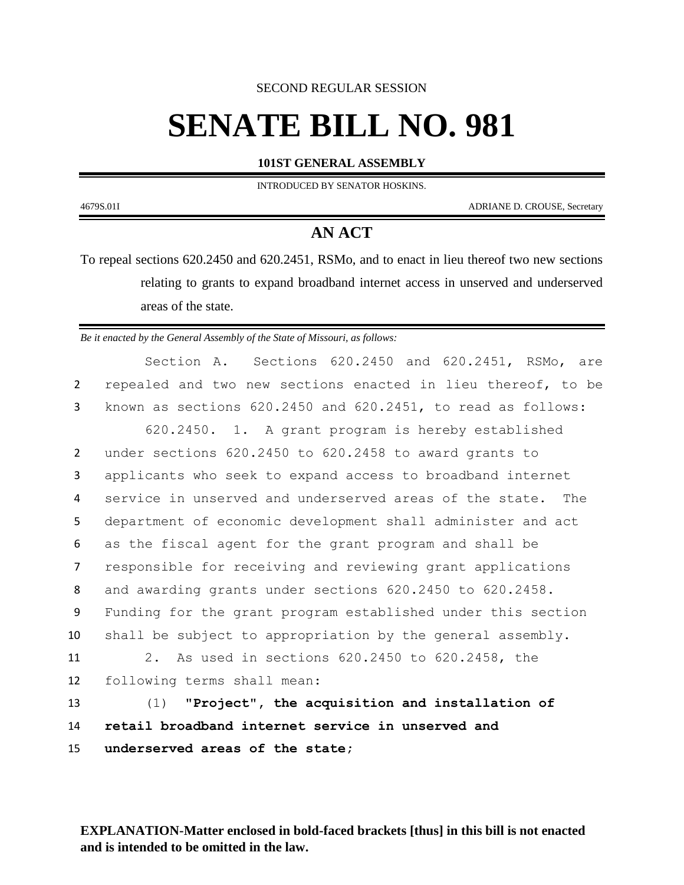SECOND REGULAR SESSION

# SENATE BILL NO. 981

**101ST GENERAL ASSEMBLY**

INTRODUCED BY SENATOR HOSKINS.

4679S.01I ADRIANE D. CROUSE, Secretary

## AN ACT

To repeal sections 620.2450 and 620.2451, RSMo, and to enact in lieu thereof two new sections relating to grants to expand broadband internet access in unserved and underserved areas of the state.

*Be it enacted by the General Assembly of the State of Missouri, as follows:*

Section A. Sections 620.2450 and 620.2451, RSMo, are repealed and two new sections enacted in lieu thereof, to be known as sections 620.2450 and 620.2451, to read as follows:

620.2450. 1. A grant program is hereby established under sections 620.2450 to 620.2458 to award grants to applicants who seek to expand access to broadband internet service in unserved and underserved areas of the state. The department of economic development shall administer and act as the fiscal agent for the grant program and shall be responsible for receiving and reviewing grant applications and awarding grants under sections 620.2450 to 620.2458. Funding for the grant program established under this section shall be subject to appropriation by the general assembly.

2. As used in sections 620.2450 to 620.2458, the following terms shall mean:

(1) **"Project", the acquisition and installation of retail broadband internet service in unserved and underserved areas of the state;**

**EXPLANATION-Matter enclosed in bold-faced brackets [thus] in this bill is not enacted and is intended to be omitted in the law.**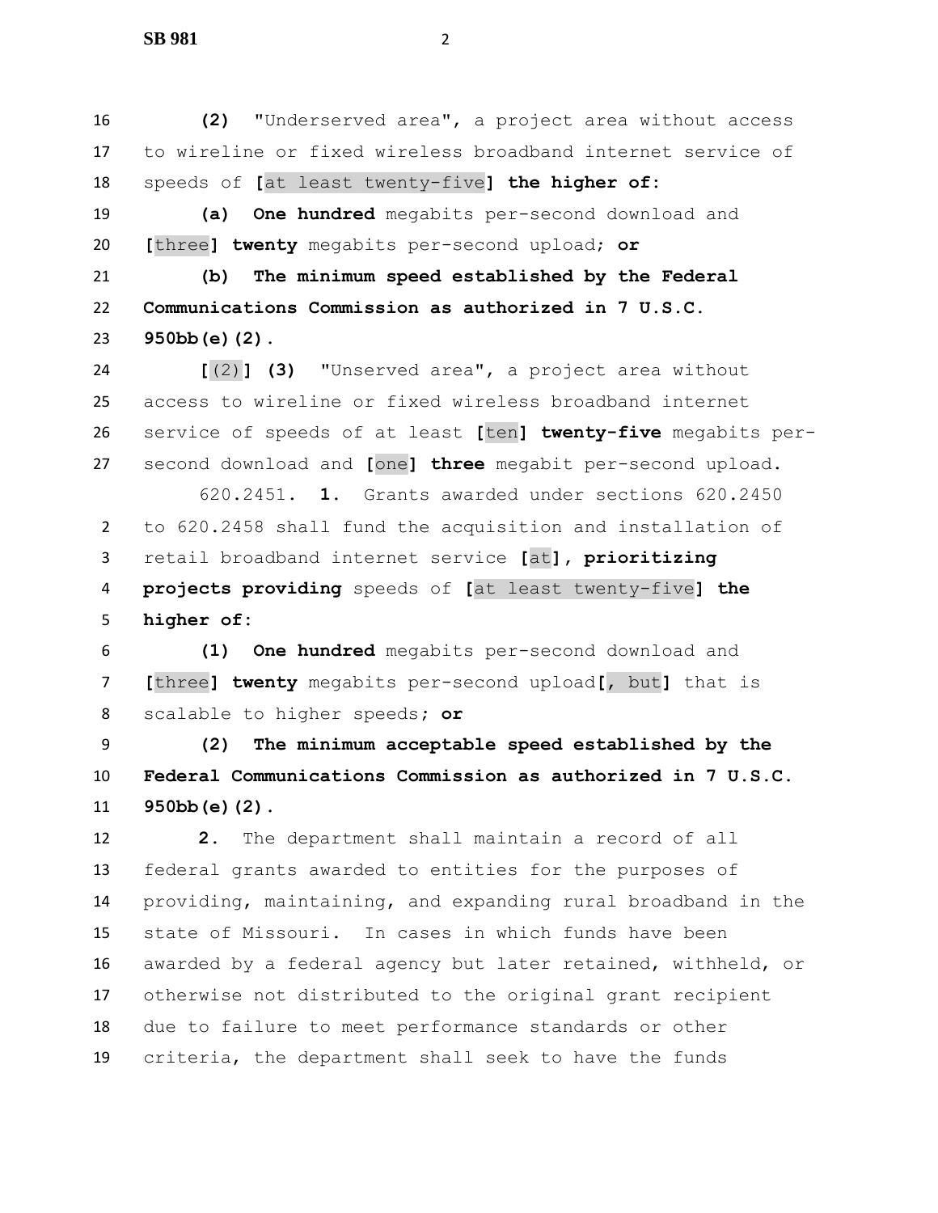(2) "Underserved area", a project area without access to wireline or fixed wireless broadband internet service of speeds of [at least twenty-five] **the higher of:**

**(a) One hundred** megabits per-second download and [three] **twenty** megabits per-second upload; **or**

**(b) The minimum speed established by the Federal Communications Commission as authorized in 7 U.S.C. 950bb(e)(2).**

[(2)] **(3)** "Unserved area", a project area without access to wireline or fixed wireless broadband internet service of speeds of at least [ten] **twenty-five** megabits per-second download and [one] **three** megabit per-second upload.

620.2451. **1.** Grants awarded under sections 620.2450 to 620.2458 shall fund the acquisition and installation of retail broadband internet service [at]**, prioritizing projects providing** speeds of [at least twenty-five] **the higher of:**

**(1) One hundred** megabits per-second download and [three] **twenty** megabits per-second upload[, but] that is scalable to higher speeds; **or**

**(2) The minimum acceptable speed established by the Federal Communications Commission as authorized in 7 U.S.C. 950bb(e)(2).**

**2.** The department shall maintain a record of all federal grants awarded to entities for the purposes of providing, maintaining, and expanding rural broadband in the state of Missouri. In cases in which funds have been awarded by a federal agency but later retained, withheld, or otherwise not distributed to the original grant recipient due to failure to meet performance standards or other criteria, the department shall seek to have the funds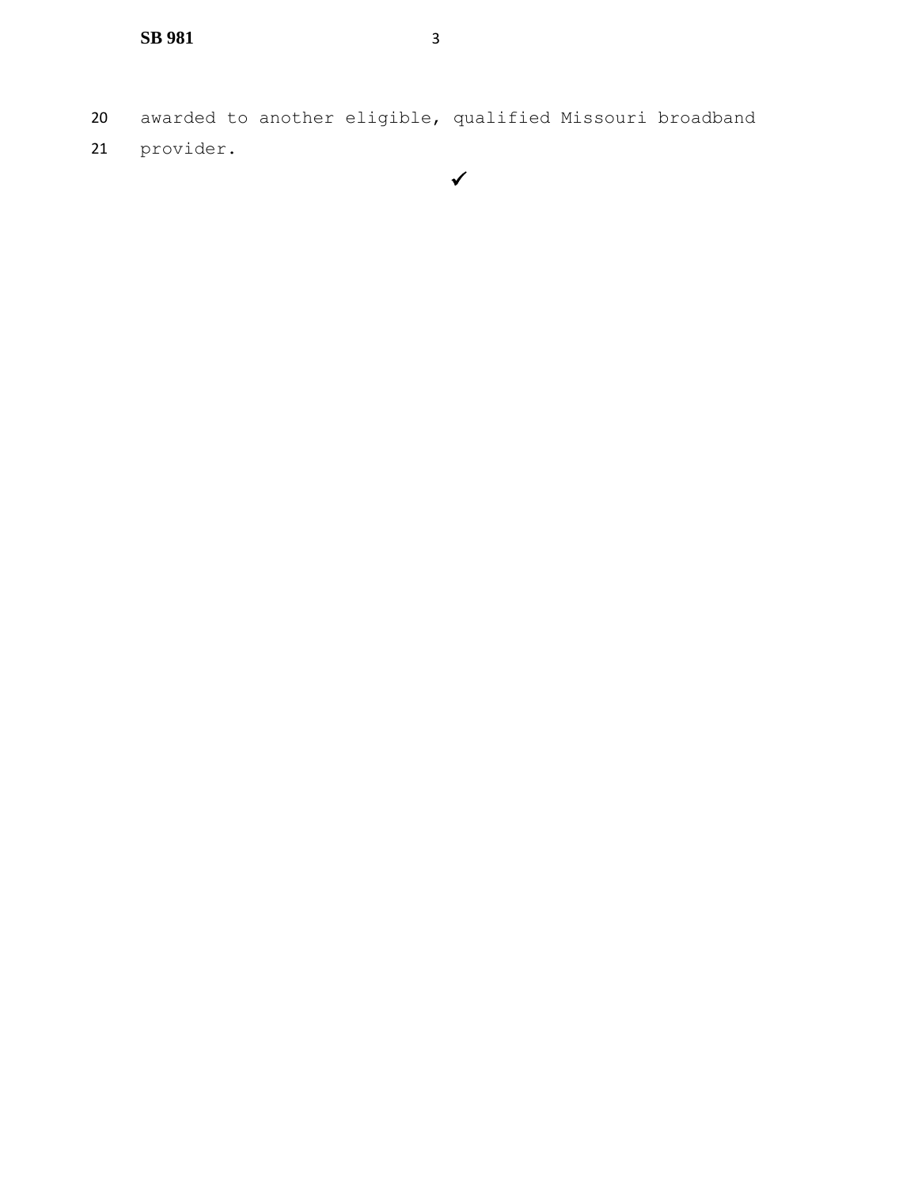awarded to another eligible, qualified Missouri broadband provider.

✓